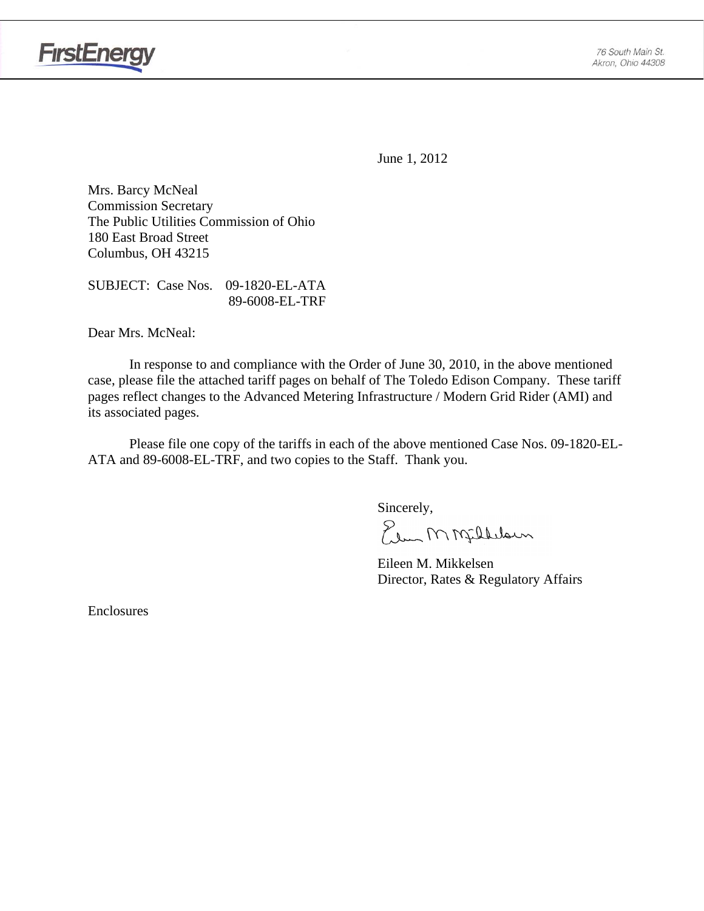FirstEnergy

76 South Main St.
Akron, Ohio 44308

June 1, 2012

Mrs. Barcy McNeal
Commission Secretary
The Public Utilities Commission of Ohio
180 East Broad Street
Columbus, OH 43215

SUBJECT: Case Nos. 09-1820-EL-ATA
89-6008-EL-TRF

Dear Mrs. McNeal:

In response to and compliance with the Order of June 30, 2010, in the above mentioned case, please file the attached tariff pages on behalf of The Toledo Edison Company. These tariff pages reflect changes to the Advanced Metering Infrastructure / Modern Grid Rider (AMI) and its associated pages.

Please file one copy of the tariffs in each of the above mentioned Case Nos. 09-1820-EL-ATA and 89-6008-EL-TRF, and two copies to the Staff. Thank you.

Sincerely,

Eileen M. Mikkelsen
Director, Rates & Regulatory Affairs

Enclosures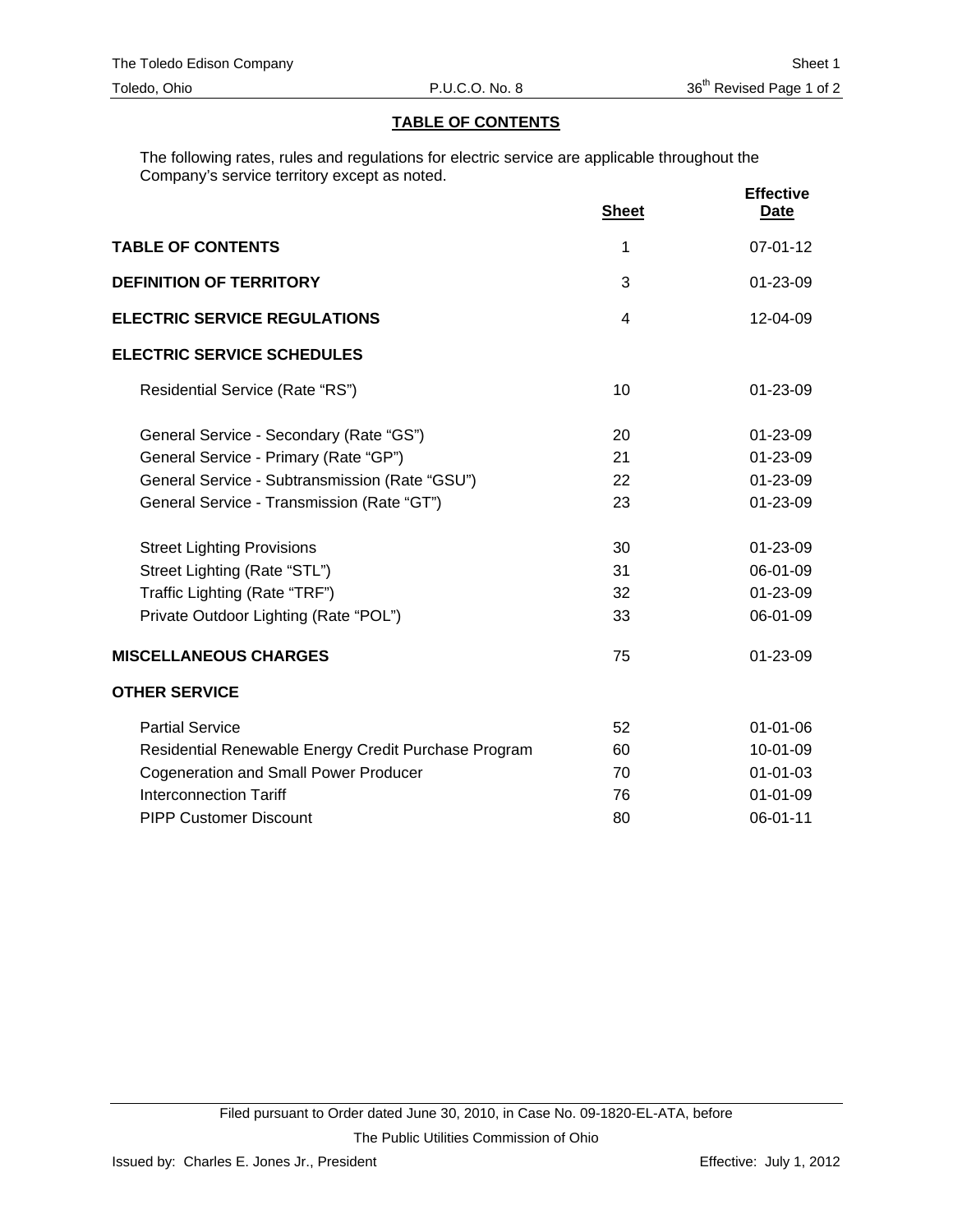## TABLE OF CONTENTS

The following rates, rules and regulations for electric service are applicable throughout the Company's service territory except as noted.

| | Sheet | Effective Date |
|---|---|---|
| **TABLE OF CONTENTS** | 1 | 07-01-12 |
| **DEFINITION OF TERRITORY** | 3 | 01-23-09 |
| **ELECTRIC SERVICE REGULATIONS** | 4 | 12-04-09 |
| **ELECTRIC SERVICE SCHEDULES** | | |
| Residential Service (Rate "RS") | 10 | 01-23-09 |
| General Service - Secondary (Rate "GS") | 20 | 01-23-09 |
| General Service - Primary (Rate "GP") | 21 | 01-23-09 |
| General Service - Subtransmission (Rate "GSU") | 22 | 01-23-09 |
| General Service - Transmission (Rate "GT") | 23 | 01-23-09 |
| Street Lighting Provisions | 30 | 01-23-09 |
| Street Lighting (Rate "STL") | 31 | 06-01-09 |
| Traffic Lighting (Rate "TRF") | 32 | 01-23-09 |
| Private Outdoor Lighting (Rate "POL") | 33 | 06-01-09 |
| **MISCELLANEOUS CHARGES** | 75 | 01-23-09 |
| **OTHER SERVICE** | | |
| Partial Service | 52 | 01-01-06 |
| Residential Renewable Energy Credit Purchase Program | 60 | 10-01-09 |
| Cogeneration and Small Power Producer | 70 | 01-01-03 |
| Interconnection Tariff | 76 | 01-01-09 |
| PIPP Customer Discount | 80 | 06-01-11 |

Filed pursuant to Order dated June 30, 2010, in Case No. 09-1820-EL-ATA, before The Public Utilities Commission of Ohio

Issued by: Charles E. Jones Jr., President — Effective: July 1, 2012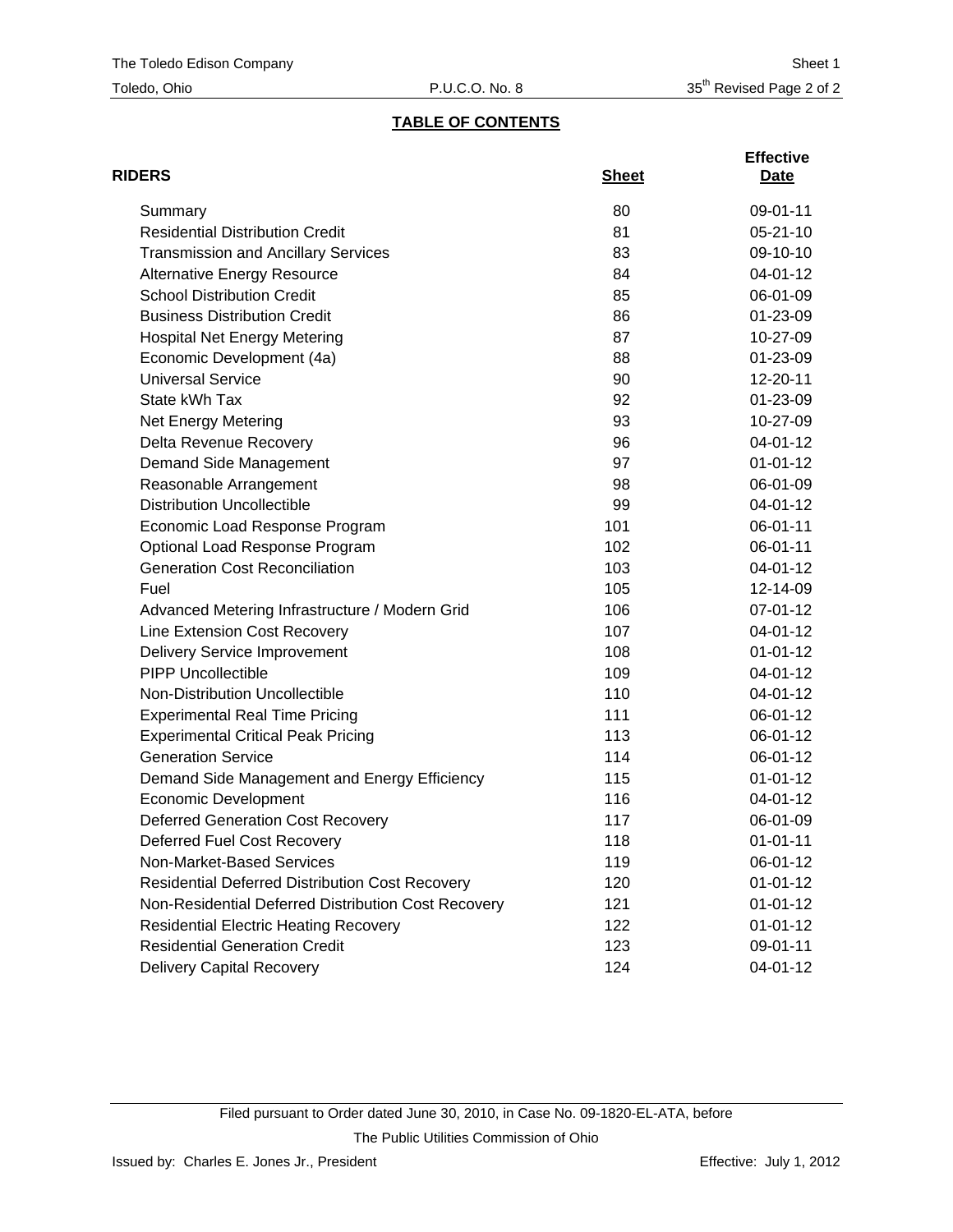## TABLE OF CONTENTS

| RIDERS | Sheet | Effective Date |
|---|---|---|
| Summary | 80 | 09-01-11 |
| Residential Distribution Credit | 81 | 05-21-10 |
| Transmission and Ancillary Services | 83 | 09-10-10 |
| Alternative Energy Resource | 84 | 04-01-12 |
| School Distribution Credit | 85 | 06-01-09 |
| Business Distribution Credit | 86 | 01-23-09 |
| Hospital Net Energy Metering | 87 | 10-27-09 |
| Economic Development (4a) | 88 | 01-23-09 |
| Universal Service | 90 | 12-20-11 |
| State kWh Tax | 92 | 01-23-09 |
| Net Energy Metering | 93 | 10-27-09 |
| Delta Revenue Recovery | 96 | 04-01-12 |
| Demand Side Management | 97 | 01-01-12 |
| Reasonable Arrangement | 98 | 06-01-09 |
| Distribution Uncollectible | 99 | 04-01-12 |
| Economic Load Response Program | 101 | 06-01-11 |
| Optional Load Response Program | 102 | 06-01-11 |
| Generation Cost Reconciliation | 103 | 04-01-12 |
| Fuel | 105 | 12-14-09 |
| Advanced Metering Infrastructure / Modern Grid | 106 | 07-01-12 |
| Line Extension Cost Recovery | 107 | 04-01-12 |
| Delivery Service Improvement | 108 | 01-01-12 |
| PIPP Uncollectible | 109 | 04-01-12 |
| Non-Distribution Uncollectible | 110 | 04-01-12 |
| Experimental Real Time Pricing | 111 | 06-01-12 |
| Experimental Critical Peak Pricing | 113 | 06-01-12 |
| Generation Service | 114 | 06-01-12 |
| Demand Side Management and Energy Efficiency | 115 | 01-01-12 |
| Economic Development | 116 | 04-01-12 |
| Deferred Generation Cost Recovery | 117 | 06-01-09 |
| Deferred Fuel Cost Recovery | 118 | 01-01-11 |
| Non-Market-Based Services | 119 | 06-01-12 |
| Residential Deferred Distribution Cost Recovery | 120 | 01-01-12 |
| Non-Residential Deferred Distribution Cost Recovery | 121 | 01-01-12 |
| Residential Electric Heating Recovery | 122 | 01-01-12 |
| Residential Generation Credit | 123 | 09-01-11 |
| Delivery Capital Recovery | 124 | 04-01-12 |

Filed pursuant to Order dated June 30, 2010, in Case No. 09-1820-EL-ATA, before

The Public Utilities Commission of Ohio

Issued by: Charles E. Jones Jr., President

Effective: July 1, 2012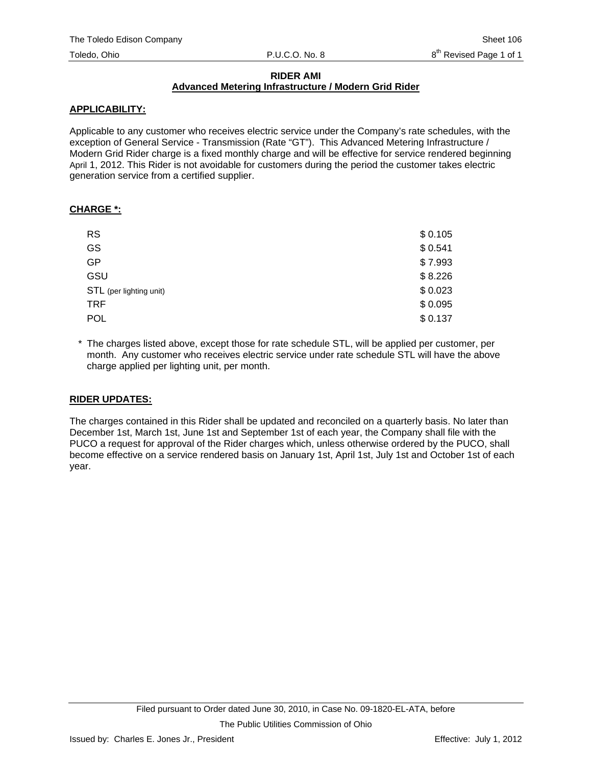# RIDER AMI

## Advanced Metering Infrastructure / Modern Grid Rider

### APPLICABILITY:

Applicable to any customer who receives electric service under the Company's rate schedules, with the exception of General Service - Transmission (Rate "GT"). This Advanced Metering Infrastructure / Modern Grid Rider charge is a fixed monthly charge and will be effective for service rendered beginning April 1, 2012. This Rider is not avoidable for customers during the period the customer takes electric generation service from a certified supplier.

### CHARGE *:

| | |
|---|---|
| RS | $ 0.105 |
| GS | $ 0.541 |
| GP | $ 7.993 |
| GSU | $ 8.226 |
| STL (per lighting unit) | $ 0.023 |
| TRF | $ 0.095 |
| POL | $ 0.137 |

\* The charges listed above, except those for rate schedule STL, will be applied per customer, per month. Any customer who receives electric service under rate schedule STL will have the above charge applied per lighting unit, per month.

### RIDER UPDATES:

The charges contained in this Rider shall be updated and reconciled on a quarterly basis. No later than December 1st, March 1st, June 1st and September 1st of each year, the Company shall file with the PUCO a request for approval of the Rider charges which, unless otherwise ordered by the PUCO, shall become effective on a service rendered basis on January 1st, April 1st, July 1st and October 1st of each year.

Filed pursuant to Order dated June 30, 2010, in Case No. 09-1820-EL-ATA, before The Public Utilities Commission of Ohio

Issued by: Charles E. Jones Jr., President

Effective: July 1, 2012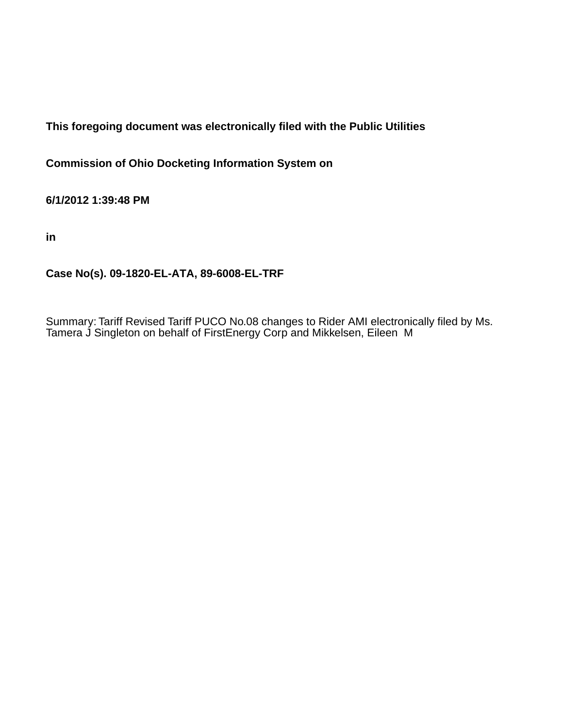**This foregoing document was electronically filed with the Public Utilities**

**Commission of Ohio Docketing Information System on**

**6/1/2012 1:39:48 PM**

**in**

**Case No(s). 09-1820-EL-ATA, 89-6008-EL-TRF**

Summary: Tariff Revised Tariff PUCO No.08 changes to Rider AMI electronically filed by Ms. Tamera J Singleton on behalf of FirstEnergy Corp and Mikkelsen, Eileen M